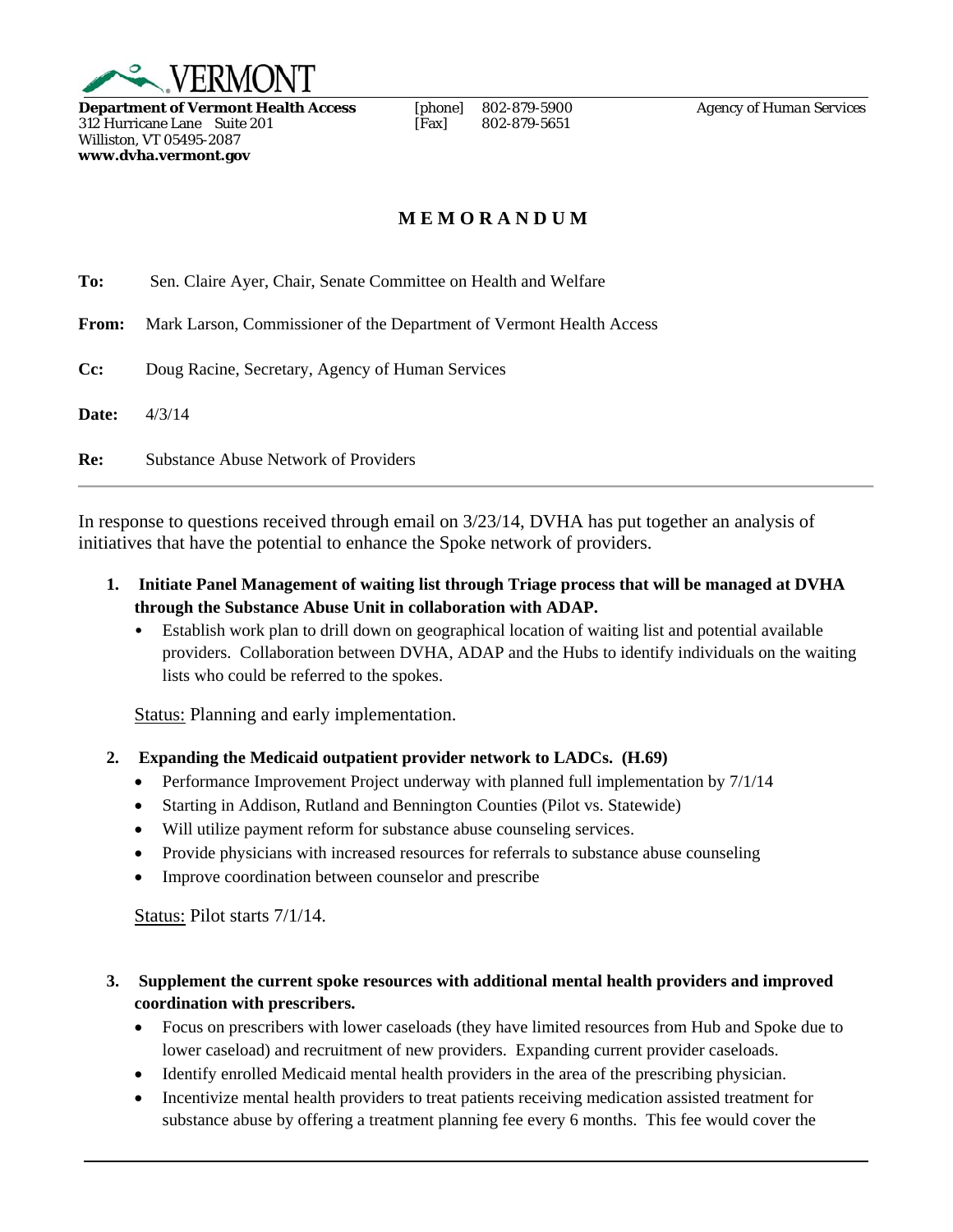VERMONT

**Department of Vermont Health Access**
312 Hurricane Lane Suite 201
Williston, VT 05495-2087
**www.dvha.vermont.gov**

[phone] 802-879-5900
[Fax] 802-879-5651

*Agency of Human Services*

## MEMORANDUM

**To:** Sen. Claire Ayer, Chair, Senate Committee on Health and Welfare

**From:** Mark Larson, Commissioner of the Department of Vermont Health Access

**Cc:** Doug Racine, Secretary, Agency of Human Services

**Date:** 4/3/14

**Re:** Substance Abuse Network of Providers

---

In response to questions received through email on 3/23/14, DVHA has put together an analysis of initiatives that have the potential to enhance the Spoke network of providers.

1. **Initiate Panel Management of waiting list through Triage process that will be managed at DVHA through the Substance Abuse Unit in collaboration with ADAP.**
   - Establish work plan to drill down on geographical location of waiting list and potential available providers. Collaboration between DVHA, ADAP and the Hubs to identify individuals on the waiting lists who could be referred to the spokes.

   Status: Planning and early implementation.

2. **Expanding the Medicaid outpatient provider network to LADCs. (H.69)**
   - Performance Improvement Project underway with planned full implementation by 7/1/14
   - Starting in Addison, Rutland and Bennington Counties (Pilot vs. Statewide)
   - Will utilize payment reform for substance abuse counseling services.
   - Provide physicians with increased resources for referrals to substance abuse counseling
   - Improve coordination between counselor and prescribe

   Status: Pilot starts 7/1/14.

3. **Supplement the current spoke resources with additional mental health providers and improved coordination with prescribers.**
   - Focus on prescribers with lower caseloads (they have limited resources from Hub and Spoke due to lower caseload) and recruitment of new providers. Expanding current provider caseloads.
   - Identify enrolled Medicaid mental health providers in the area of the prescribing physician.
   - Incentivize mental health providers to treat patients receiving medication assisted treatment for substance abuse by offering a treatment planning fee every 6 months. This fee would cover the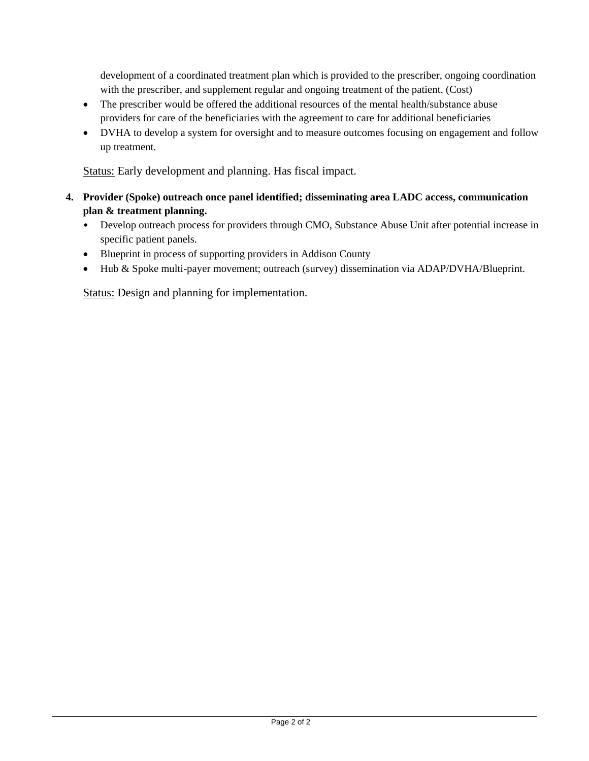development of a coordinated treatment plan which is provided to the prescriber, ongoing coordination with the prescriber, and supplement regular and ongoing treatment of the patient. (Cost)

- The prescriber would be offered the additional resources of the mental health/substance abuse providers for care of the beneficiaries with the agreement to care for additional beneficiaries
- DVHA to develop a system for oversight and to measure outcomes focusing on engagement and follow up treatment.

Status: Early development and planning. Has fiscal impact.

4. **Provider (Spoke) outreach once panel identified; disseminating area LADC access, communication plan & treatment planning.**
   - Develop outreach process for providers through CMO, Substance Abuse Unit after potential increase in specific patient panels.
   - Blueprint in process of supporting providers in Addison County
   - Hub & Spoke multi-payer movement; outreach (survey) dissemination via ADAP/DVHA/Blueprint.

   Status: Design and planning for implementation.